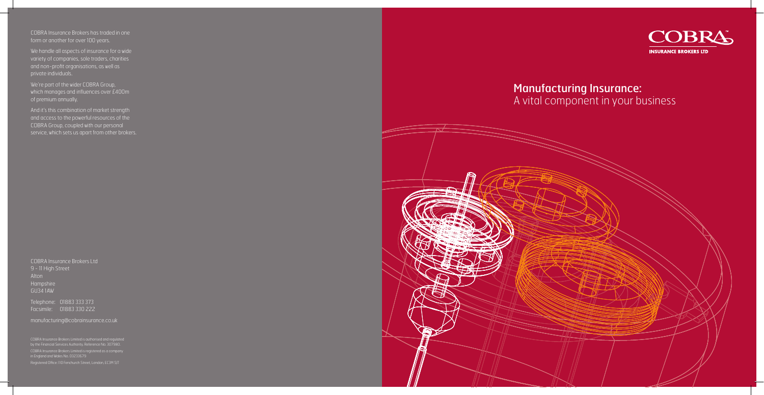COBRA Insurance Brokers has traded in one form or another for over 100 years.

We handle all aspects of insurance for a wide variety of companies, sole traders, charities and non-profit organisations, as well as private individuals.

We're part of the wider COBRA Group, which manages and influences over £400m of premium annually.

And it's this combination of market strength and access to the powerful resources of the COBRA Group, coupled with our personal service, which sets us apart from other brokers.

COBRA Insurance Brokers Ltd
9 - 11 High Street
Alton
Hampshire
GU34 1AW

Telephone: 01883 333 373
Facsimile: 01883 330 222

manufacturing@cobrainsurance.co.uk

COBRA Insurance Brokers Limited is authorised and regulated by the Financial Services Authority. Reference No. 307980.

COBRA Insurance Brokers Limited is registered as a company in England and Wales No. 03233679

Registered Office: 110 Fenchurch Street, London, EC3M 5JT

COBRA
INSURANCE BROKERS LTD

# Manufacturing Insurance:
## A vital component in your business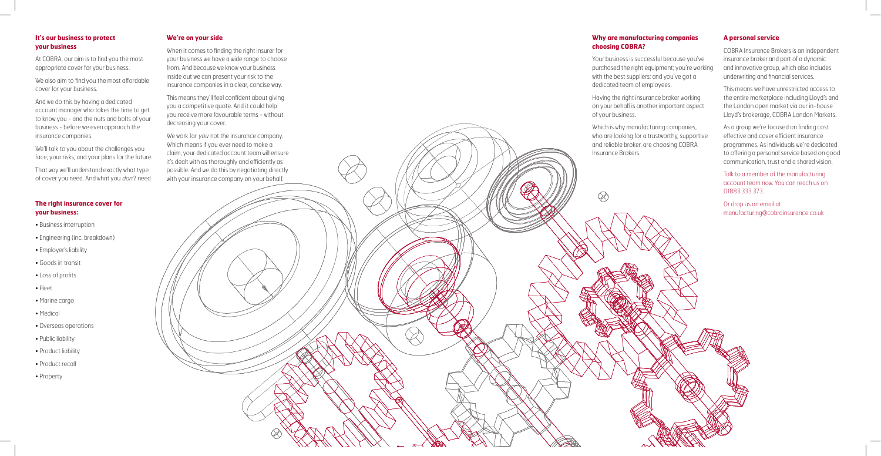### It's our business to protect your business

At COBRA, our aim is to find you the most appropriate cover for your business.

We also aim to find you the most affordable cover for your business.

And we do this by having a dedicated account manager who takes the time to get to know you – and the nuts and bolts of your business – before we even approach the insurance companies.

We'll talk to you about the challenges you face; your risks; and your plans for the future.

That way we'll understand exactly what type of cover you need. And what you *don't* need

### The right insurance cover for your business:

- Business interruption
- Engineering (inc. breakdown)
- Employer's liability
- Goods in transit
- Loss of profits
- Fleet
- Marine cargo
- Medical
- Overseas operations
- Public liability
- Product liability
- Product recall
- Property

### We're on your side

When it comes to finding the right insurer for your business we have a wide range to choose from. And because we know your business inside out we can present your risk to the insurance companies in a clear, concise way.

This means they'll feel confident about giving you a competitive quote. And it could help you receive more favourable terms – without decreasing your cover.

We work for *you* not the insurance company. Which means if you ever need to make a claim, your dedicated account team will ensure it's dealt with as thoroughly and efficiently as possible. And we do this by negotiating directly with your insurance company on your behalf.

### Why are manufacturing companies choosing COBRA?

Your business is successful because you've purchased the right equipment; you're working with the best suppliers; and you've got a dedicated team of employees.

Having the right insurance broker working on your behalf is another important aspect of your business.

Which is why manufacturing companies, who are looking for a trustworthy, supportive and reliable broker, are choosing COBRA Insurance Brokers.

### A personal service

COBRA Insurance Brokers is an independent insurance broker and part of a dynamic and innovative group, which also includes underwriting and financial services.

This means we have unrestricted access to the entire marketplace including Lloyd's and the London open market via our in-house Lloyd's brokerage, COBRA London Markets.

As a group we're focused on finding cost effective and cover efficient insurance programmes. As individuals we're dedicated to offering a personal service based on good communication, trust and a shared vision.

Talk to a member of the manufacturing account team now. You can reach us on 01883 333 373.

Or drop us an email at manufacturing@cobrainsurance.co.uk